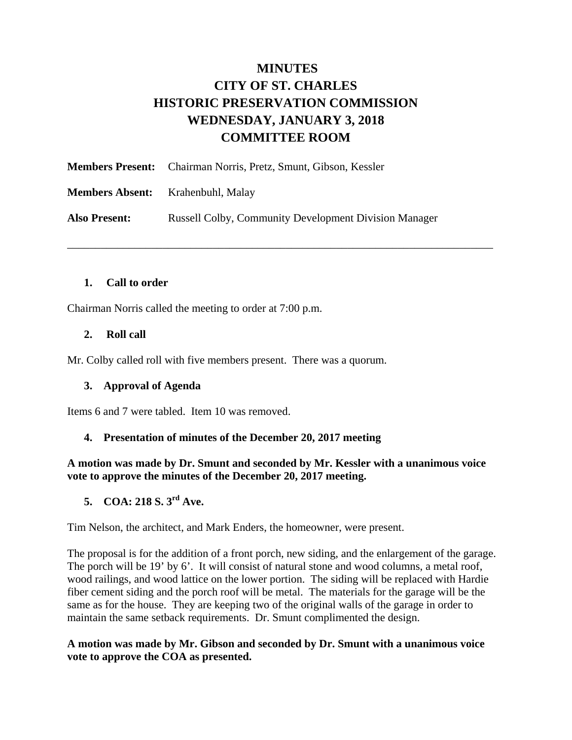# MINUTES
# CITY OF ST. CHARLES
# HISTORIC PRESERVATION COMMISSION
# WEDNESDAY, JANUARY 3, 2018
# COMMITTEE ROOM

**Members Present:** Chairman Norris, Pretz, Smunt, Gibson, Kessler

**Members Absent:** Krahenbuhl, Malay

**Also Present:** Russell Colby, Community Development Division Manager

---

### 1. Call to order

Chairman Norris called the meeting to order at 7:00 p.m.

### 2. Roll call

Mr. Colby called roll with five members present. There was a quorum.

### 3. Approval of Agenda

Items 6 and 7 were tabled. Item 10 was removed.

### 4. Presentation of minutes of the December 20, 2017 meeting

**A motion was made by Dr. Smunt and seconded by Mr. Kessler with a unanimous voice vote to approve the minutes of the December 20, 2017 meeting.**

### 5. COA: 218 S. 3rd Ave.

Tim Nelson, the architect, and Mark Enders, the homeowner, were present.

The proposal is for the addition of a front porch, new siding, and the enlargement of the garage. The porch will be 19' by 6'. It will consist of natural stone and wood columns, a metal roof, wood railings, and wood lattice on the lower portion. The siding will be replaced with Hardie fiber cement siding and the porch roof will be metal. The materials for the garage will be the same as for the house. They are keeping two of the original walls of the garage in order to maintain the same setback requirements. Dr. Smunt complimented the design.

**A motion was made by Mr. Gibson and seconded by Dr. Smunt with a unanimous voice vote to approve the COA as presented.**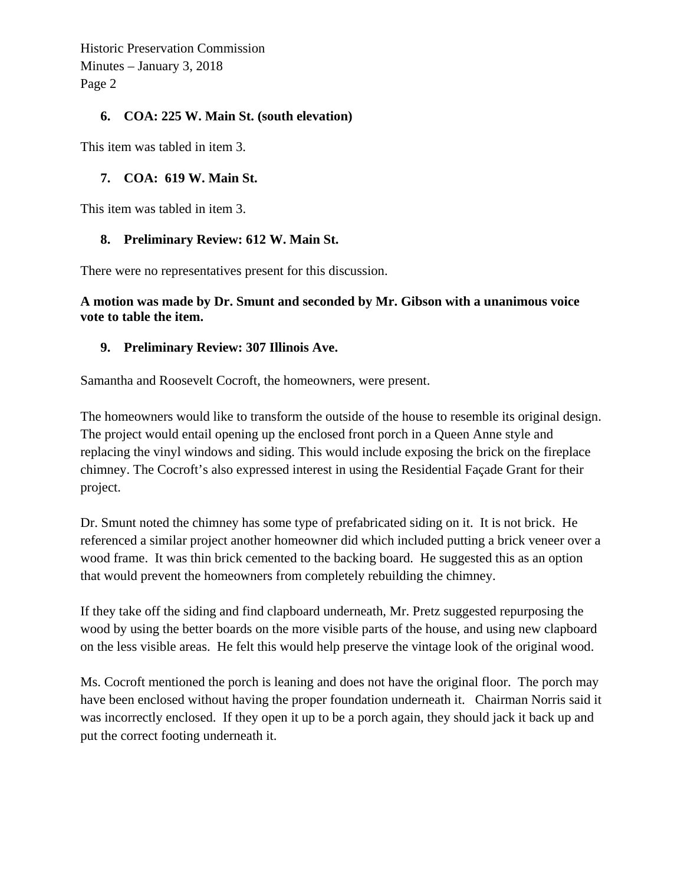**6. COA: 225 W. Main St. (south elevation)**

This item was tabled in item 3.

**7. COA: 619 W. Main St.**

This item was tabled in item 3.

**8. Preliminary Review: 612 W. Main St.**

There were no representatives present for this discussion.

**A motion was made by Dr. Smunt and seconded by Mr. Gibson with a unanimous voice vote to table the item.**

**9. Preliminary Review: 307 Illinois Ave.**

Samantha and Roosevelt Cocroft, the homeowners, were present.

The homeowners would like to transform the outside of the house to resemble its original design. The project would entail opening up the enclosed front porch in a Queen Anne style and replacing the vinyl windows and siding. This would include exposing the brick on the fireplace chimney. The Cocroft's also expressed interest in using the Residential Façade Grant for their project.

Dr. Smunt noted the chimney has some type of prefabricated siding on it. It is not brick. He referenced a similar project another homeowner did which included putting a brick veneer over a wood frame. It was thin brick cemented to the backing board. He suggested this as an option that would prevent the homeowners from completely rebuilding the chimney.

If they take off the siding and find clapboard underneath, Mr. Pretz suggested repurposing the wood by using the better boards on the more visible parts of the house, and using new clapboard on the less visible areas. He felt this would help preserve the vintage look of the original wood.

Ms. Cocroft mentioned the porch is leaning and does not have the original floor. The porch may have been enclosed without having the proper foundation underneath it. Chairman Norris said it was incorrectly enclosed. If they open it up to be a porch again, they should jack it back up and put the correct footing underneath it.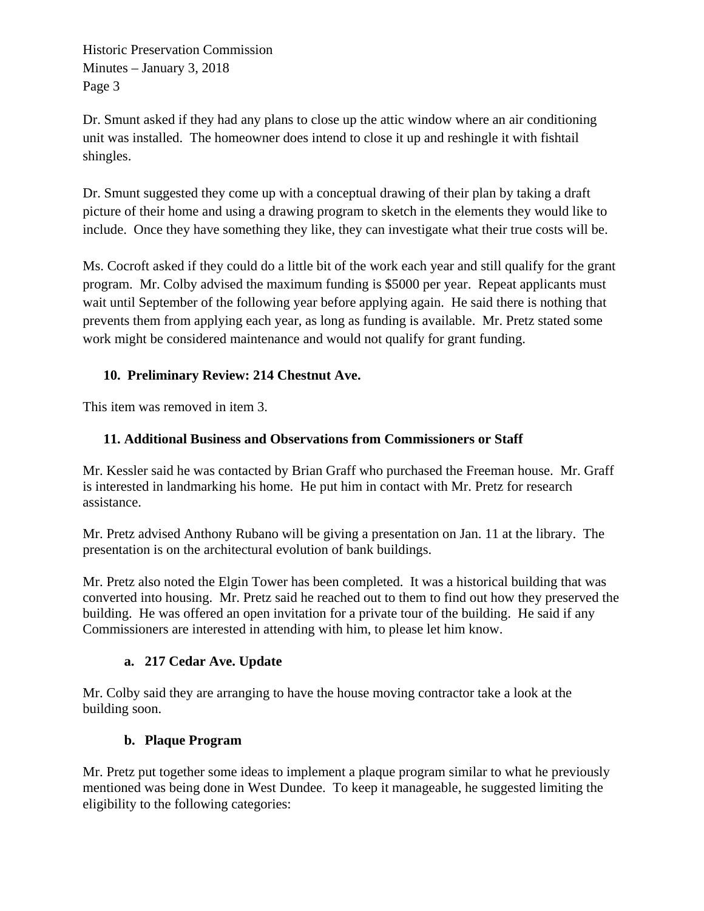Dr. Smunt asked if they had any plans to close up the attic window where an air conditioning unit was installed. The homeowner does intend to close it up and reshingle it with fishtail shingles.

Dr. Smunt suggested they come up with a conceptual drawing of their plan by taking a draft picture of their home and using a drawing program to sketch in the elements they would like to include. Once they have something they like, they can investigate what their true costs will be.

Ms. Cocroft asked if they could do a little bit of the work each year and still qualify for the grant program. Mr. Colby advised the maximum funding is $5000 per year. Repeat applicants must wait until September of the following year before applying again. He said there is nothing that prevents them from applying each year, as long as funding is available. Mr. Pretz stated some work might be considered maintenance and would not qualify for grant funding.

**10. Preliminary Review: 214 Chestnut Ave.**

This item was removed in item 3.

**11. Additional Business and Observations from Commissioners or Staff**

Mr. Kessler said he was contacted by Brian Graff who purchased the Freeman house. Mr. Graff is interested in landmarking his home. He put him in contact with Mr. Pretz for research assistance.

Mr. Pretz advised Anthony Rubano will be giving a presentation on Jan. 11 at the library. The presentation is on the architectural evolution of bank buildings.

Mr. Pretz also noted the Elgin Tower has been completed. It was a historical building that was converted into housing. Mr. Pretz said he reached out to them to find out how they preserved the building. He was offered an open invitation for a private tour of the building. He said if any Commissioners are interested in attending with him, to please let him know.

**a. 217 Cedar Ave. Update**

Mr. Colby said they are arranging to have the house moving contractor take a look at the building soon.

**b. Plaque Program**

Mr. Pretz put together some ideas to implement a plaque program similar to what he previously mentioned was being done in West Dundee. To keep it manageable, he suggested limiting the eligibility to the following categories: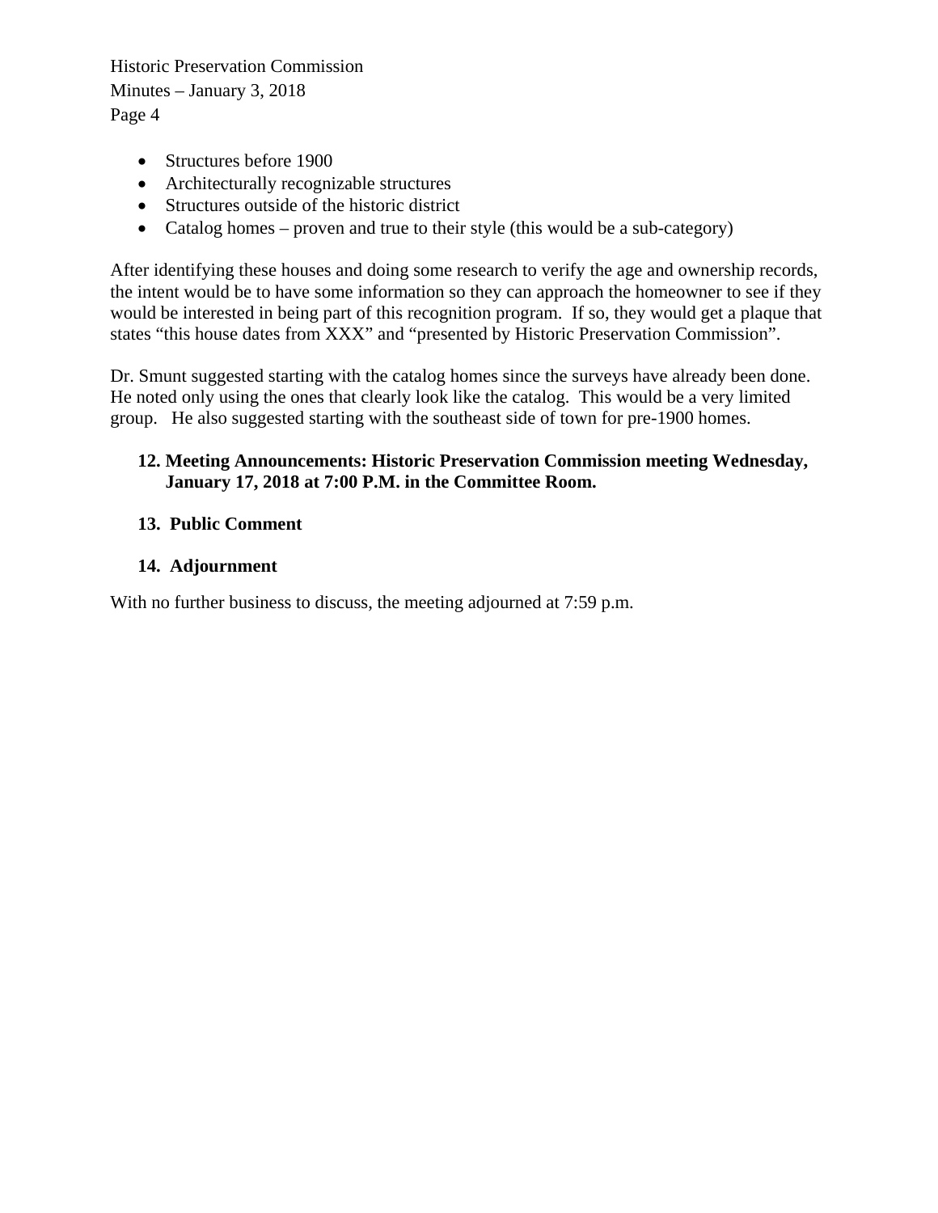- Structures before 1900
- Architecturally recognizable structures
- Structures outside of the historic district
- Catalog homes – proven and true to their style (this would be a sub-category)

After identifying these houses and doing some research to verify the age and ownership records, the intent would be to have some information so they can approach the homeowner to see if they would be interested in being part of this recognition program. If so, they would get a plaque that states "this house dates from XXX" and "presented by Historic Preservation Commission".

Dr. Smunt suggested starting with the catalog homes since the surveys have already been done. He noted only using the ones that clearly look like the catalog. This would be a very limited group. He also suggested starting with the southeast side of town for pre-1900 homes.

**12. Meeting Announcements: Historic Preservation Commission meeting Wednesday, January 17, 2018 at 7:00 P.M. in the Committee Room.**

**13. Public Comment**

**14. Adjournment**

With no further business to discuss, the meeting adjourned at 7:59 p.m.